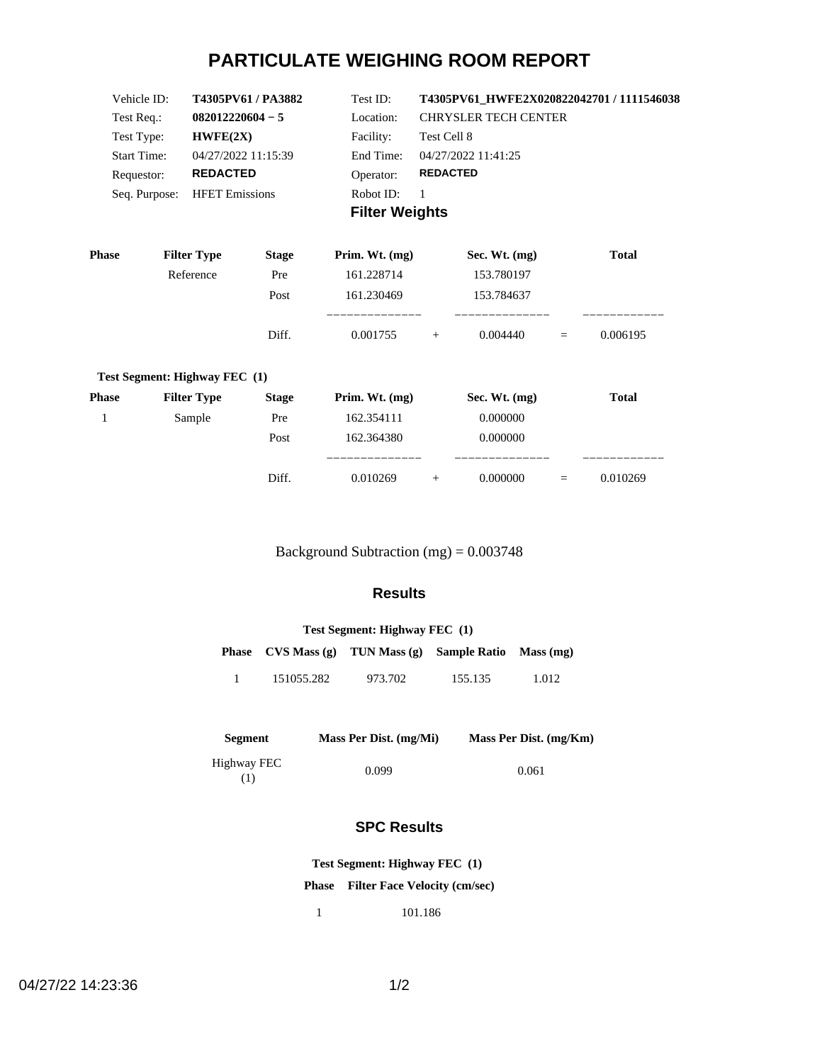# PARTICULATE WEIGHING ROOM REPORT

| | | | |
|---|---|---|---|
| Vehicle ID: | **T4305PV61 / PA3882** | Test ID: | **T4305PV61_HWFE2X020822042701 / 1111546038** |
| Test Req.: | **082012220604 − 5** | Location: | CHRYSLER TECH CENTER |
| Test Type: | **HWFE(2X)** | Facility: | Test Cell 8 |
| Start Time: | 04/27/2022 11:15:39 | End Time: | 04/27/2022 11:41:25 |
| Requestor: | **REDACTED** | Operator: | **REDACTED** |
| Seq. Purpose: | HFET Emissions | Robot ID: | 1 |

## Filter Weights

| Phase | Filter Type | Stage | Prim. Wt. (mg) | | Sec. Wt. (mg) | | Total |
|---|---|---|---|---|---|---|---|
| | Reference | Pre | 161.228714 | | 153.780197 | | |
| | | Post | 161.230469 | | 153.784637 | | |
| | | Diff. | 0.001755 | + | 0.004440 | = | 0.006195 |

**Test Segment: Highway FEC (1)**

| Phase | Filter Type | Stage | Prim. Wt. (mg) | | Sec. Wt. (mg) | | Total |
|---|---|---|---|---|---|---|---|
| 1 | Sample | Pre | 162.354111 | | 0.000000 | | |
| | | Post | 162.364380 | | 0.000000 | | |
| | | Diff. | 0.010269 | + | 0.000000 | = | 0.010269 |

Background Subtraction (mg) = 0.003748

## Results

**Test Segment: Highway FEC (1)**

| Phase | CVS Mass (g) | TUN Mass (g) | Sample Ratio | Mass (mg) |
|---|---|---|---|---|
| 1 | 151055.282 | 973.702 | 155.135 | 1.012 |

| Segment | Mass Per Dist. (mg/Mi) | Mass Per Dist. (mg/Km) |
|---|---|---|
| Highway FEC (1) | 0.099 | 0.061 |

## SPC Results

**Test Segment: Highway FEC (1)**

| Phase | Filter Face Velocity (cm/sec) |
|---|---|
| 1 | 101.186 |

04/27/22 14:23:36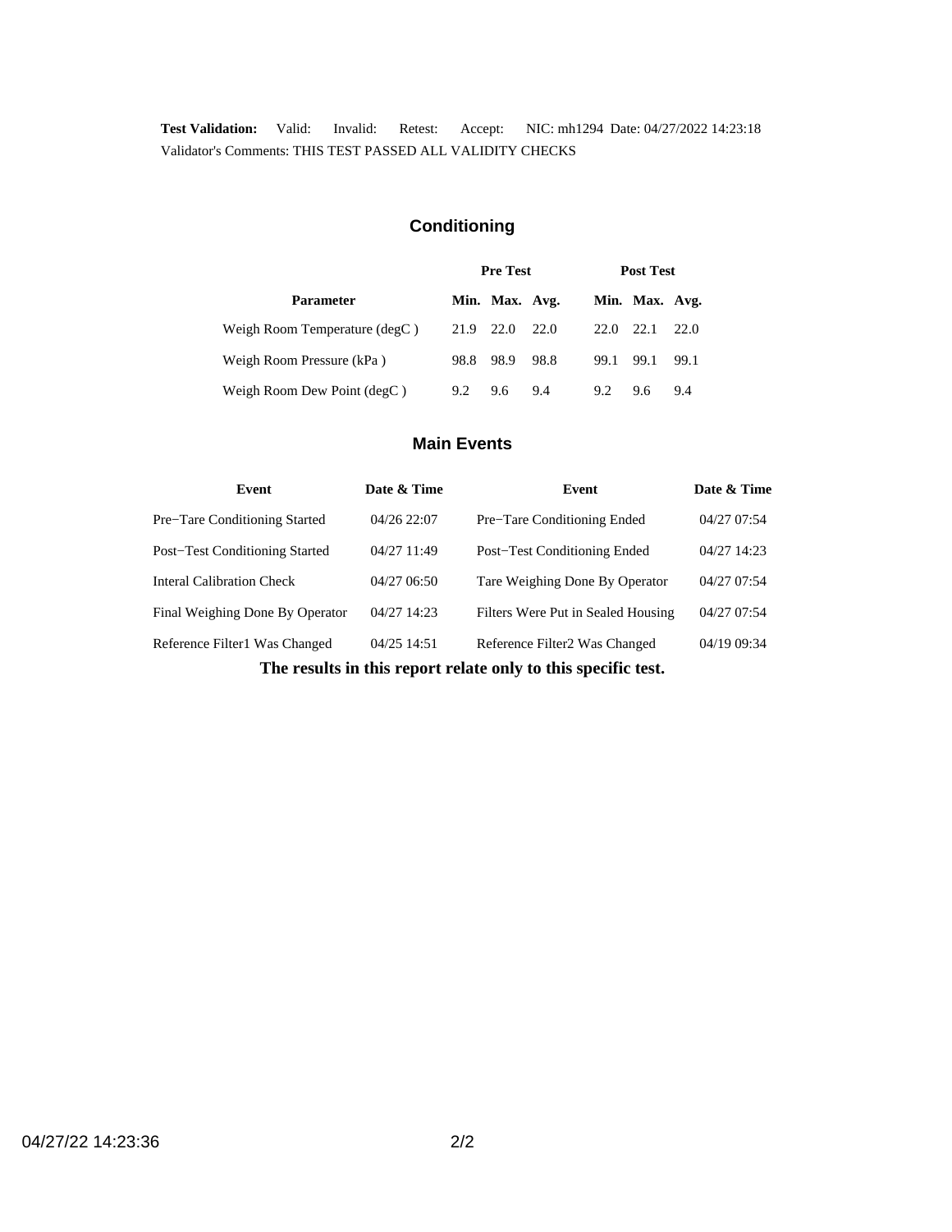**Test Validation:** Valid: Invalid: Retest: Accept: NIC: mh1294 Date: 04/27/2022 14:23:18
Validator's Comments: THIS TEST PASSED ALL VALIDITY CHECKS

## Conditioning

| | Pre Test | | | Post Test | | |
|---|---|---|---|---|---|---|
| **Parameter** | **Min.** | **Max.** | **Avg.** | **Min.** | **Max.** | **Avg.** |
| Weigh Room Temperature (degC ) | 21.9 | 22.0 | 22.0 | 22.0 | 22.1 | 22.0 |
| Weigh Room Pressure (kPa ) | 98.8 | 98.9 | 98.8 | 99.1 | 99.1 | 99.1 |
| Weigh Room Dew Point (degC ) | 9.2 | 9.6 | 9.4 | 9.2 | 9.6 | 9.4 |

## Main Events

| Event | Date & Time | Event | Date & Time |
|---|---|---|---|
| Pre−Tare Conditioning Started | 04/26 22:07 | Pre−Tare Conditioning Ended | 04/27 07:54 |
| Post−Test Conditioning Started | 04/27 11:49 | Post−Test Conditioning Ended | 04/27 14:23 |
| Interal Calibration Check | 04/27 06:50 | Tare Weighing Done By Operator | 04/27 07:54 |
| Final Weighing Done By Operator | 04/27 14:23 | Filters Were Put in Sealed Housing | 04/27 07:54 |
| Reference Filter1 Was Changed | 04/25 14:51 | Reference Filter2 Was Changed | 04/19 09:34 |

**The results in this report relate only to this specific test.**